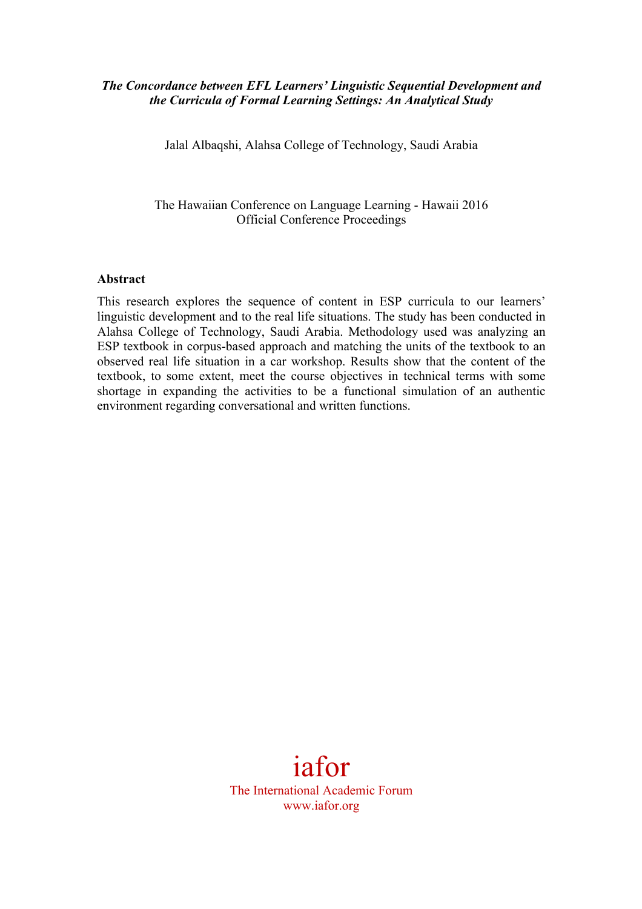***The Concordance between EFL Learners' Linguistic Sequential Development and the Curricula of Formal Learning Settings: An Analytical Study***

Jalal Albaqshi, Alahsa College of Technology, Saudi Arabia

The Hawaiian Conference on Language Learning - Hawaii 2016
Official Conference Proceedings

**Abstract**

This research explores the sequence of content in ESP curricula to our learners' linguistic development and to the real life situations. The study has been conducted in Alahsa College of Technology, Saudi Arabia. Methodology used was analyzing an ESP textbook in corpus-based approach and matching the units of the textbook to an observed real life situation in a car workshop. Results show that the content of the textbook, to some extent, meet the course objectives in technical terms with some shortage in expanding the activities to be a functional simulation of an authentic environment regarding conversational and written functions.

iafor
The International Academic Forum
www.iafor.org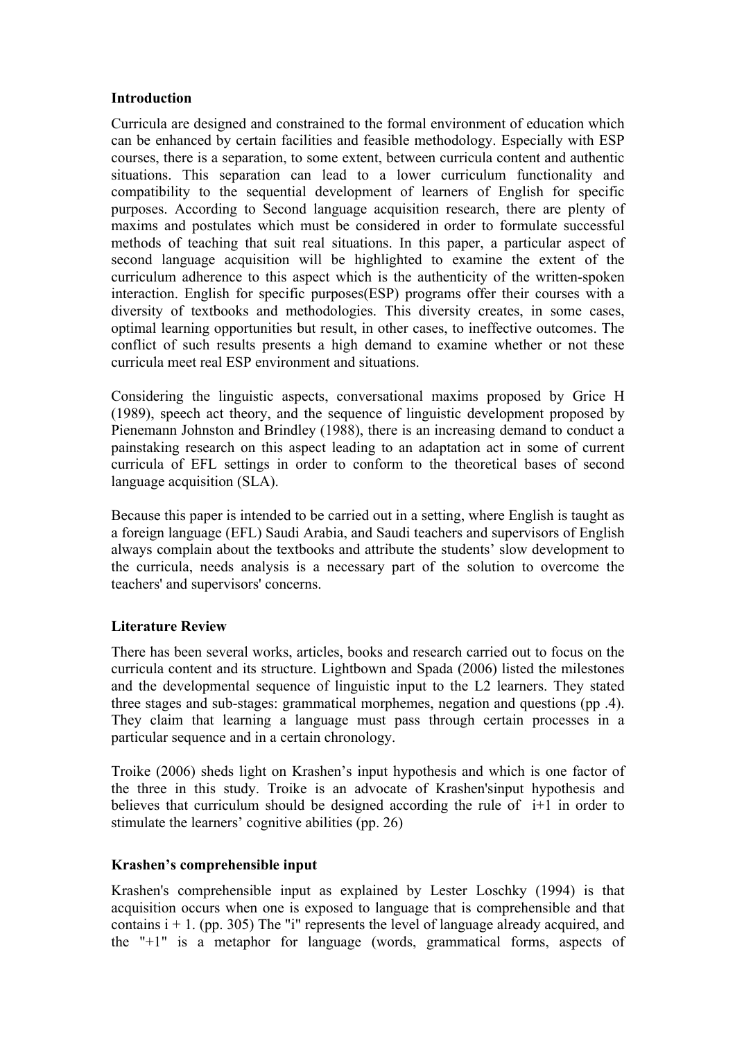### Introduction

Curricula are designed and constrained to the formal environment of education which can be enhanced by certain facilities and feasible methodology. Especially with ESP courses, there is a separation, to some extent, between curricula content and authentic situations. This separation can lead to a lower curriculum functionality and compatibility to the sequential development of learners of English for specific purposes. According to Second language acquisition research, there are plenty of maxims and postulates which must be considered in order to formulate successful methods of teaching that suit real situations. In this paper, a particular aspect of second language acquisition will be highlighted to examine the extent of the curriculum adherence to this aspect which is the authenticity of the written-spoken interaction. English for specific purposes(ESP) programs offer their courses with a diversity of textbooks and methodologies. This diversity creates, in some cases, optimal learning opportunities but result, in other cases, to ineffective outcomes. The conflict of such results presents a high demand to examine whether or not these curricula meet real ESP environment and situations.

Considering the linguistic aspects, conversational maxims proposed by Grice H (1989), speech act theory, and the sequence of linguistic development proposed by Pienemann Johnston and Brindley (1988), there is an increasing demand to conduct a painstaking research on this aspect leading to an adaptation act in some of current curricula of EFL settings in order to conform to the theoretical bases of second language acquisition (SLA).

Because this paper is intended to be carried out in a setting, where English is taught as a foreign language (EFL) Saudi Arabia, and Saudi teachers and supervisors of English always complain about the textbooks and attribute the students' slow development to the curricula, needs analysis is a necessary part of the solution to overcome the teachers' and supervisors' concerns.

### Literature Review

There has been several works, articles, books and research carried out to focus on the curricula content and its structure. Lightbown and Spada (2006) listed the milestones and the developmental sequence of linguistic input to the L2 learners. They stated three stages and sub-stages: grammatical morphemes, negation and questions (pp .4). They claim that learning a language must pass through certain processes in a particular sequence and in a certain chronology.

Troike (2006) sheds light on Krashen's input hypothesis and which is one factor of the three in this study. Troike is an advocate of Krashen'sinput hypothesis and believes that curriculum should be designed according the rule of i+1 in order to stimulate the learners' cognitive abilities (pp. 26)

### Krashen's comprehensible input

Krashen's comprehensible input as explained by Lester Loschky (1994) is that acquisition occurs when one is exposed to language that is comprehensible and that contains i + 1. (pp. 305) The "i" represents the level of language already acquired, and the "+1" is a metaphor for language (words, grammatical forms, aspects of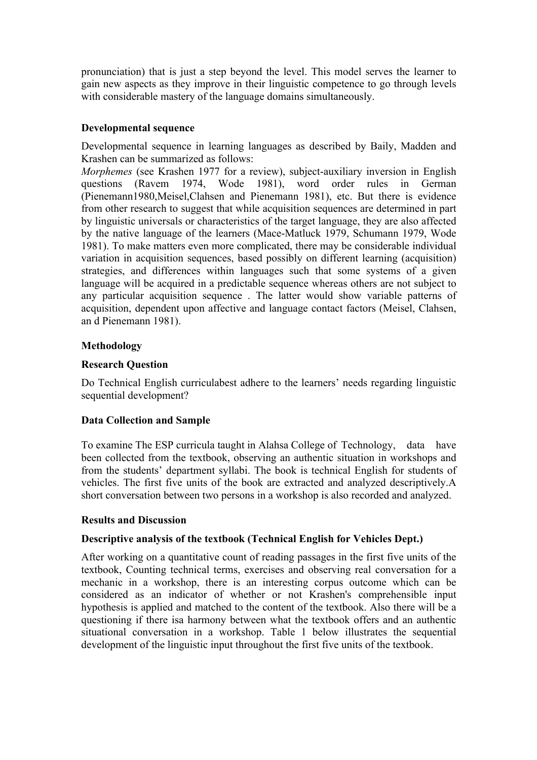pronunciation) that is just a step beyond the level. This model serves the learner to gain new aspects as they improve in their linguistic competence to go through levels with considerable mastery of the language domains simultaneously.

### Developmental sequence

Developmental sequence in learning languages as described by Baily, Madden and Krashen can be summarized as follows:

*Morphemes* (see Krashen 1977 for a review), subject-auxiliary inversion in English questions (Ravem 1974, Wode 1981), word order rules in German (Pienemann1980,Meisel,Clahsen and Pienemann 1981), etc. But there is evidence from other research to suggest that while acquisition sequences are determined in part by linguistic universals or characteristics of the target language, they are also affected by the native language of the learners (Mace-Matluck 1979, Schumann 1979, Wode 1981). To make matters even more complicated, there may be considerable individual variation in acquisition sequences, based possibly on different learning (acquisition) strategies, and differences within languages such that some systems of a given language will be acquired in a predictable sequence whereas others are not subject to any particular acquisition sequence . The latter would show variable patterns of acquisition, dependent upon affective and language contact factors (Meisel, Clahsen, an d Pienemann 1981).

### Methodology

### Research Question

Do Technical English curriculabest adhere to the learners' needs regarding linguistic sequential development?

### Data Collection and Sample

To examine The ESP curricula taught in Alahsa College of Technology, data have been collected from the textbook, observing an authentic situation in workshops and from the students' department syllabi. The book is technical English for students of vehicles. The first five units of the book are extracted and analyzed descriptively.A short conversation between two persons in a workshop is also recorded and analyzed.

### Results and Discussion

### Descriptive analysis of the textbook (Technical English for Vehicles Dept.)

After working on a quantitative count of reading passages in the first five units of the textbook, Counting technical terms, exercises and observing real conversation for a mechanic in a workshop, there is an interesting corpus outcome which can be considered as an indicator of whether or not Krashen's comprehensible input hypothesis is applied and matched to the content of the textbook. Also there will be a questioning if there isa harmony between what the textbook offers and an authentic situational conversation in a workshop. Table 1 below illustrates the sequential development of the linguistic input throughout the first five units of the textbook.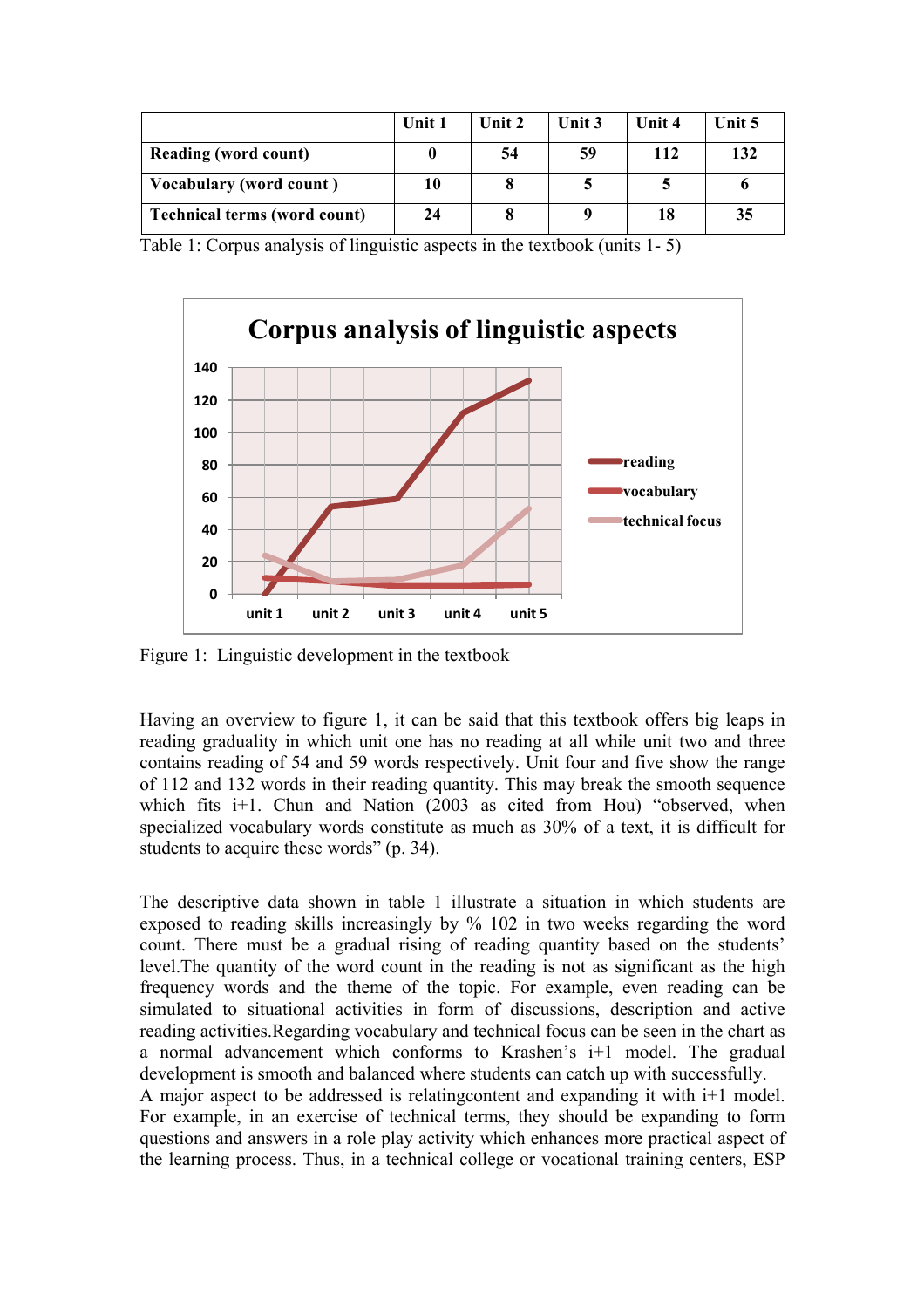|  | Unit 1 | Unit 2 | Unit 3 | Unit 4 | Unit 5 |
| --- | --- | --- | --- | --- | --- |
| **Reading (word count)** | **0** | **54** | **59** | **112** | **132** |
| **Vocabulary (word count )** | **10** | **8** | **5** | **5** | **6** |
| **Technical terms (word count)** | **24** | **8** | **9** | **18** | **35** |

Table 1: Corpus analysis of linguistic aspects in the textbook (units 1- 5)

Figure 1: Linguistic development in the textbook

Having an overview to figure 1, it can be said that this textbook offers big leaps in reading graduality in which unit one has no reading at all while unit two and three contains reading of 54 and 59 words respectively. Unit four and five show the range of 112 and 132 words in their reading quantity. This may break the smooth sequence which fits i+1. Chun and Nation (2003 as cited from Hou) "observed, when specialized vocabulary words constitute as much as 30% of a text, it is difficult for students to acquire these words" (p. 34).

The descriptive data shown in table 1 illustrate a situation in which students are exposed to reading skills increasingly by % 102 in two weeks regarding the word count. There must be a gradual rising of reading quantity based on the students' level.The quantity of the word count in the reading is not as significant as the high frequency words and the theme of the topic. For example, even reading can be simulated to situational activities in form of discussions, description and active reading activities.Regarding vocabulary and technical focus can be seen in the chart as a normal advancement which conforms to Krashen's i+1 model. The gradual development is smooth and balanced where students can catch up with successfully.
A major aspect to be addressed is relatingcontent and expanding it with i+1 model. For example, in an exercise of technical terms, they should be expanding to form questions and answers in a role play activity which enhances more practical aspect of the learning process. Thus, in a technical college or vocational training centers, ESP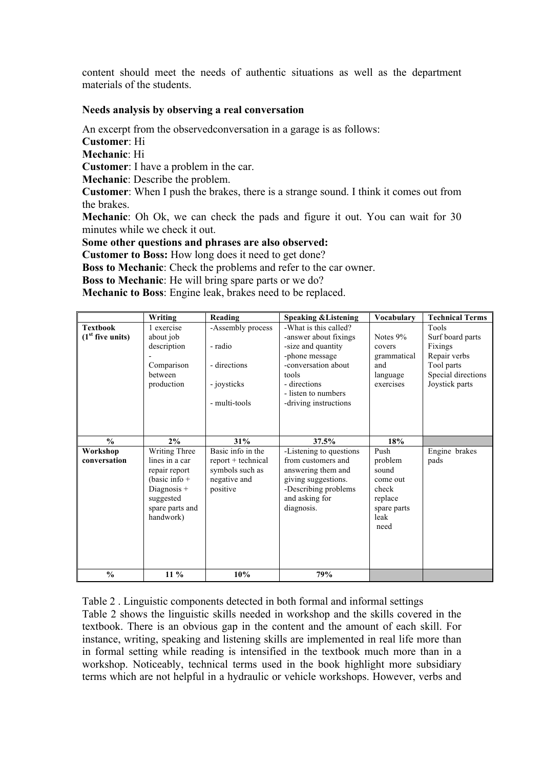content should meet the needs of authentic situations as well as the department materials of the students.

**Needs analysis by observing a real conversation**

An excerpt from the observedconversation in a garage is as follows:

**Customer**: Hi

**Mechanic**: Hi

**Customer**: I have a problem in the car.

**Mechanic**: Describe the problem.

**Customer**: When I push the brakes, there is a strange sound. I think it comes out from the brakes.

**Mechanic**: Oh Ok, we can check the pads and figure it out. You can wait for 30 minutes while we check it out.

**Some other questions and phrases are also observed:**

**Customer to Boss:** How long does it need to get done?

**Boss to Mechanic**: Check the problems and refer to the car owner.

**Boss to Mechanic**: He will bring spare parts or we do?

**Mechanic to Boss**: Engine leak, brakes need to be replaced.

| | Writing | Reading | Speaking &Listening | Vocabulary | Technical Terms |
|---|---|---|---|---|---|
| **Textbook (1st five units)** | 1 exercise about job description<br>-<br>Comparison between production | -Assembly process<br>- radio<br>- directions<br>- joysticks<br>- multi-tools | -What is this called?<br>-answer about fixings<br>-size and quantity<br>-phone message<br>-conversation about tools<br>- directions<br>- listen to numbers<br>-driving instructions | Notes 9% covers grammatical and language exercises | Tools<br>Surf board parts<br>Fixings<br>Repair verbs<br>Tool parts<br>Special directions<br>Joystick parts |
| **%** | **2%** | **31%** | **37.5%** | **18%** | |
| **Workshop conversation** | Writing Three lines in a car repair report (basic info + Diagnosis + suggested spare parts and handwork) | Basic info in the report + technical symbols such as negative and positive | -Listening to questions from customers and answering them and giving suggestions.<br>-Describing problems and asking for diagnosis. | Push<br>problem<br>sound<br>come out<br>check<br>replace<br>spare parts<br>leak<br>need | Engine brakes pads |
| **%** | **11 %** | **10%** | **79%** | | |

Table 2 . Linguistic components detected in both formal and informal settings

Table 2 shows the linguistic skills needed in workshop and the skills covered in the textbook. There is an obvious gap in the content and the amount of each skill. For instance, writing, speaking and listening skills are implemented in real life more than in formal setting while reading is intensified in the textbook much more than in a workshop. Noticeably, technical terms used in the book highlight more subsidiary terms which are not helpful in a hydraulic or vehicle workshops. However, verbs and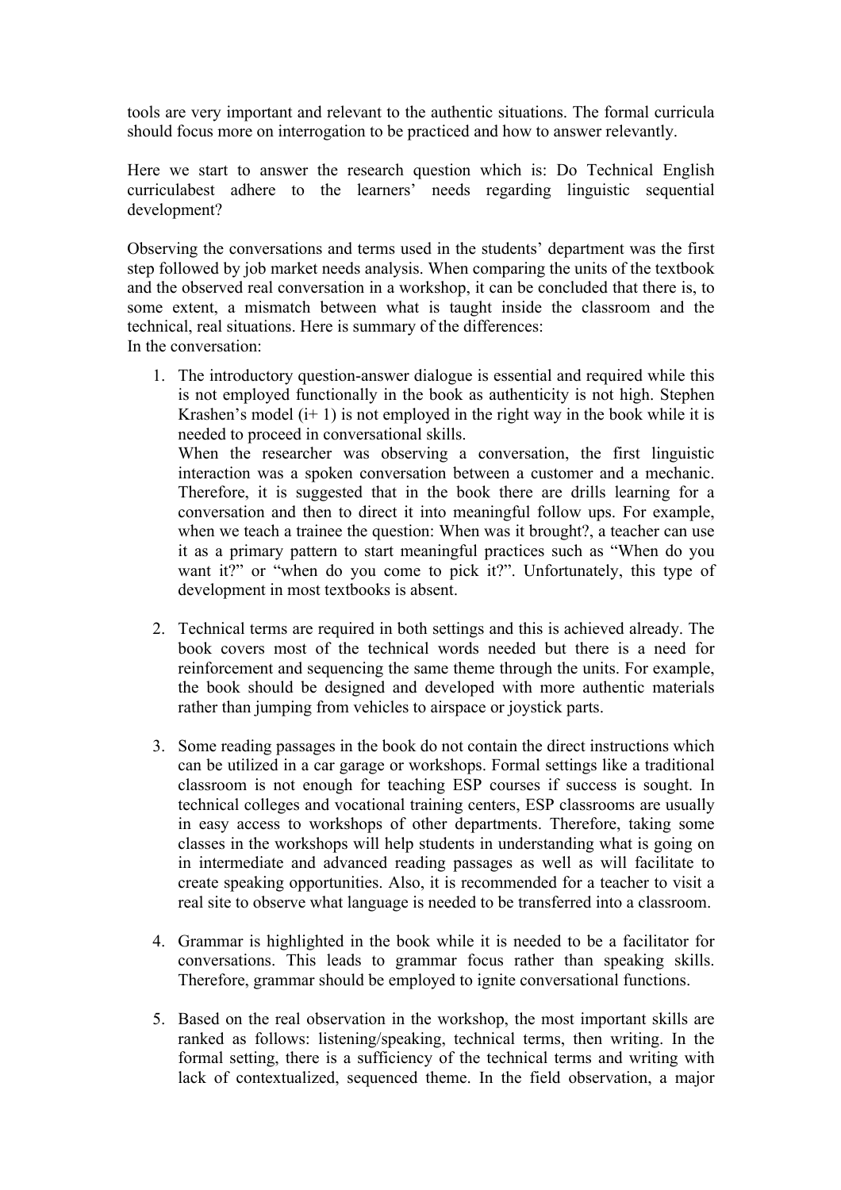tools are very important and relevant to the authentic situations. The formal curricula should focus more on interrogation to be practiced and how to answer relevantly.

Here we start to answer the research question which is: Do Technical English curriculabest adhere to the learners' needs regarding linguistic sequential development?

Observing the conversations and terms used in the students' department was the first step followed by job market needs analysis. When comparing the units of the textbook and the observed real conversation in a workshop, it can be concluded that there is, to some extent, a mismatch between what is taught inside the classroom and the technical, real situations. Here is summary of the differences:
In the conversation:

1. The introductory question-answer dialogue is essential and required while this is not employed functionally in the book as authenticity is not high. Stephen Krashen's model (i+ 1) is not employed in the right way in the book while it is needed to proceed in conversational skills.
   When the researcher was observing a conversation, the first linguistic interaction was a spoken conversation between a customer and a mechanic. Therefore, it is suggested that in the book there are drills learning for a conversation and then to direct it into meaningful follow ups. For example, when we teach a trainee the question: When was it brought?, a teacher can use it as a primary pattern to start meaningful practices such as "When do you want it?" or "when do you come to pick it?". Unfortunately, this type of development in most textbooks is absent.

2. Technical terms are required in both settings and this is achieved already. The book covers most of the technical words needed but there is a need for reinforcement and sequencing the same theme through the units. For example, the book should be designed and developed with more authentic materials rather than jumping from vehicles to airspace or joystick parts.

3. Some reading passages in the book do not contain the direct instructions which can be utilized in a car garage or workshops. Formal settings like a traditional classroom is not enough for teaching ESP courses if success is sought. In technical colleges and vocational training centers, ESP classrooms are usually in easy access to workshops of other departments. Therefore, taking some classes in the workshops will help students in understanding what is going on in intermediate and advanced reading passages as well as will facilitate to create speaking opportunities. Also, it is recommended for a teacher to visit a real site to observe what language is needed to be transferred into a classroom.

4. Grammar is highlighted in the book while it is needed to be a facilitator for conversations. This leads to grammar focus rather than speaking skills. Therefore, grammar should be employed to ignite conversational functions.

5. Based on the real observation in the workshop, the most important skills are ranked as follows: listening/speaking, technical terms, then writing. In the formal setting, there is a sufficiency of the technical terms and writing with lack of contextualized, sequenced theme. In the field observation, a major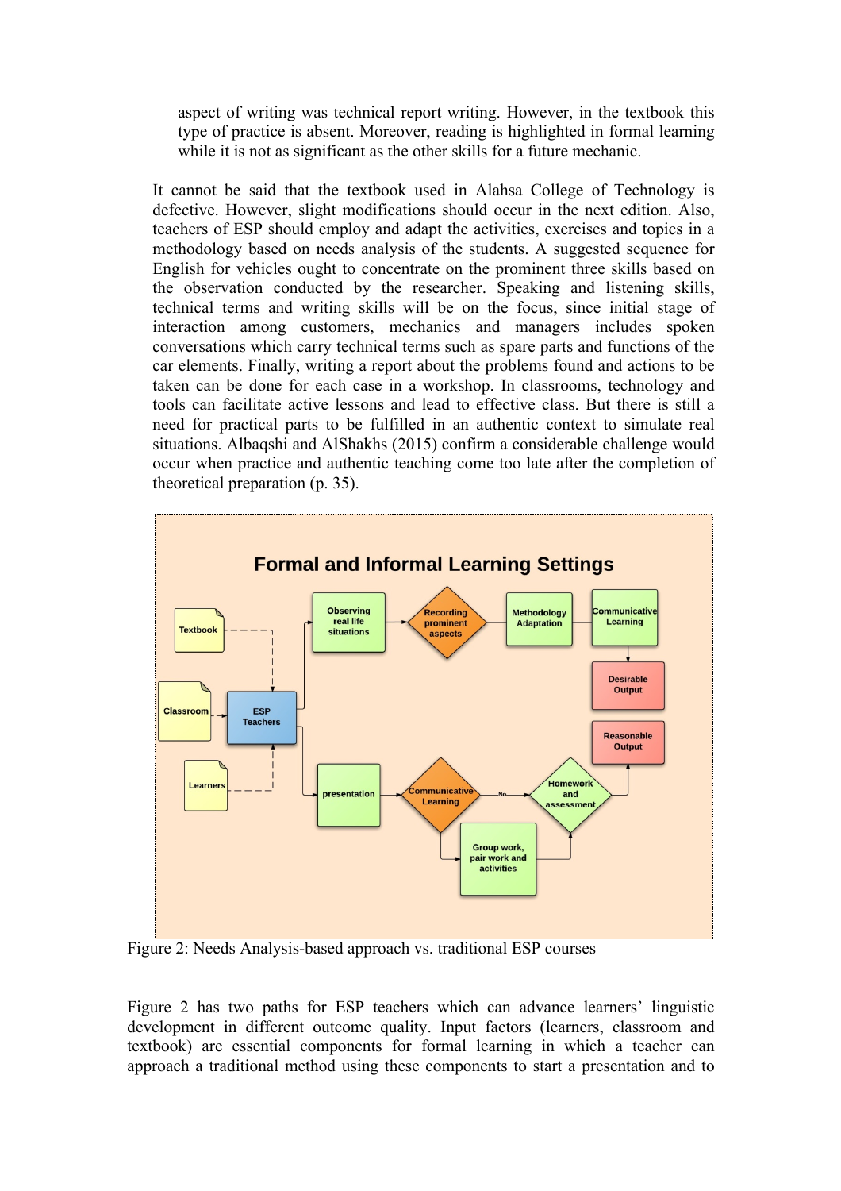aspect of writing was technical report writing. However, in the textbook this type of practice is absent. Moreover, reading is highlighted in formal learning while it is not as significant as the other skills for a future mechanic.

It cannot be said that the textbook used in Alahsa College of Technology is defective. However, slight modifications should occur in the next edition. Also, teachers of ESP should employ and adapt the activities, exercises and topics in a methodology based on needs analysis of the students. A suggested sequence for English for vehicles ought to concentrate on the prominent three skills based on the observation conducted by the researcher. Speaking and listening skills, technical terms and writing skills will be on the focus, since initial stage of interaction among customers, mechanics and managers includes spoken conversations which carry technical terms such as spare parts and functions of the car elements. Finally, writing a report about the problems found and actions to be taken can be done for each case in a workshop. In classrooms, technology and tools can facilitate active lessons and lead to effective class. But there is still a need for practical parts to be fulfilled in an authentic context to simulate real situations. Albaqshi and AlShakhs (2015) confirm a considerable challenge would occur when practice and authentic teaching come too late after the completion of theoretical preparation (p. 35).

**Formal and Informal Learning Settings**

Textbook · Classroom · Learners → ESP Teachers

ESP Teachers → Observing real life situations → Recording prominent aspects → Methodology Adaptation → Communicative Learning → Desirable Output

ESP Teachers → presentation → Communicative Learning → (No) → Homework and assessment → Reasonable Output

Communicative Learning → Group work, pair work and activities → Homework and assessment

Figure 2: Needs Analysis-based approach vs. traditional ESP courses

Figure 2 has two paths for ESP teachers which can advance learners' linguistic development in different outcome quality. Input factors (learners, classroom and textbook) are essential components for formal learning in which a teacher can approach a traditional method using these components to start a presentation and to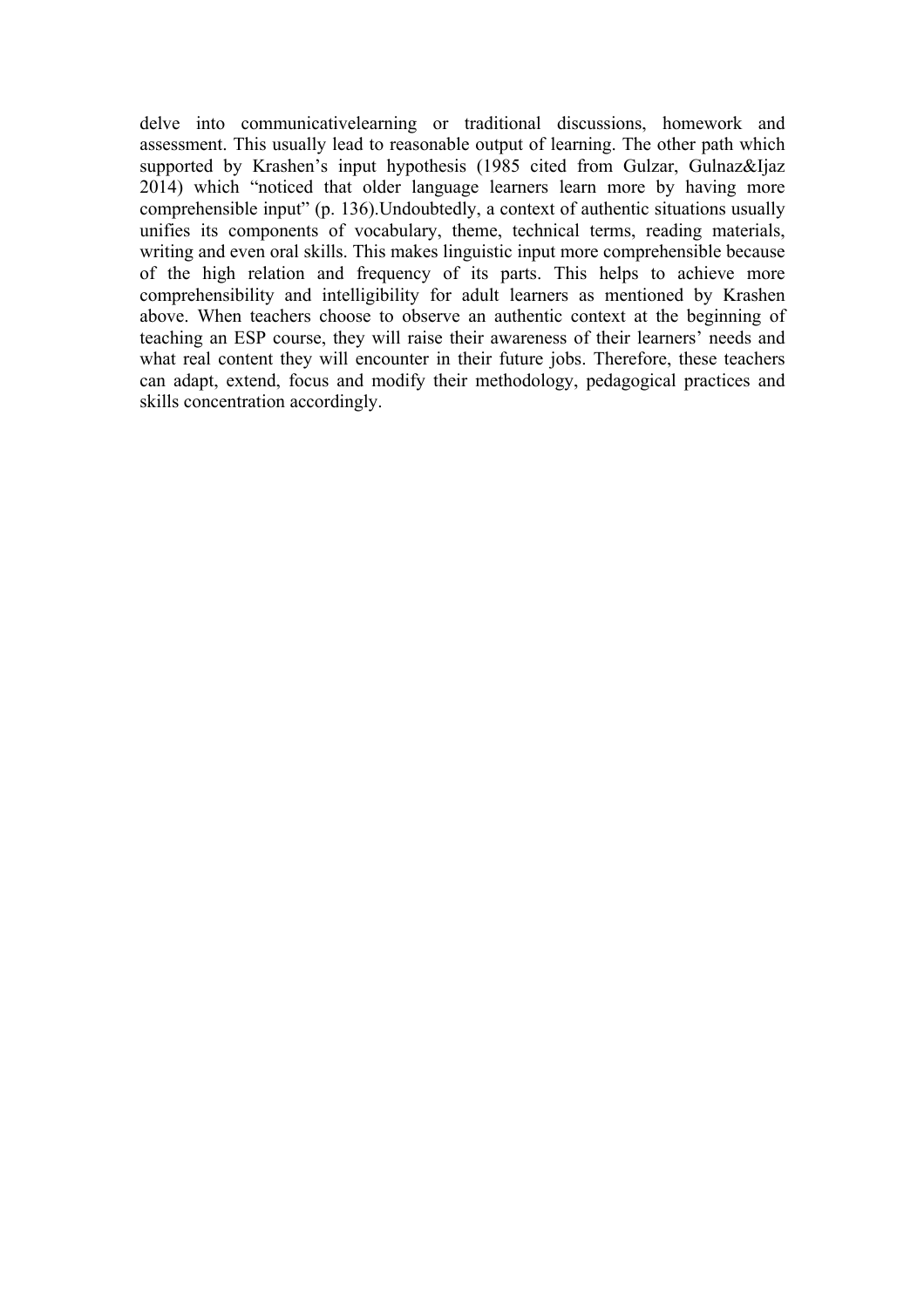delve into communicativelearning or traditional discussions, homework and assessment. This usually lead to reasonable output of learning. The other path which supported by Krashen's input hypothesis (1985 cited from Gulzar, Gulnaz&Ijaz 2014) which "noticed that older language learners learn more by having more comprehensible input" (p. 136).Undoubtedly, a context of authentic situations usually unifies its components of vocabulary, theme, technical terms, reading materials, writing and even oral skills. This makes linguistic input more comprehensible because of the high relation and frequency of its parts. This helps to achieve more comprehensibility and intelligibility for adult learners as mentioned by Krashen above. When teachers choose to observe an authentic context at the beginning of teaching an ESP course, they will raise their awareness of their learners' needs and what real content they will encounter in their future jobs. Therefore, these teachers can adapt, extend, focus and modify their methodology, pedagogical practices and skills concentration accordingly.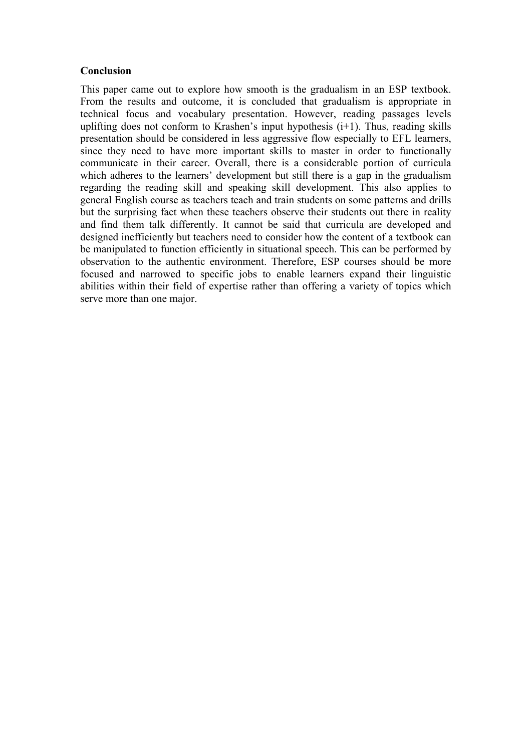**Conclusion**

This paper came out to explore how smooth is the gradualism in an ESP textbook. From the results and outcome, it is concluded that gradualism is appropriate in technical focus and vocabulary presentation. However, reading passages levels uplifting does not conform to Krashen's input hypothesis (i+1). Thus, reading skills presentation should be considered in less aggressive flow especially to EFL learners, since they need to have more important skills to master in order to functionally communicate in their career. Overall, there is a considerable portion of curricula which adheres to the learners' development but still there is a gap in the gradualism regarding the reading skill and speaking skill development. This also applies to general English course as teachers teach and train students on some patterns and drills but the surprising fact when these teachers observe their students out there in reality and find them talk differently. It cannot be said that curricula are developed and designed inefficiently but teachers need to consider how the content of a textbook can be manipulated to function efficiently in situational speech. This can be performed by observation to the authentic environment. Therefore, ESP courses should be more focused and narrowed to specific jobs to enable learners expand their linguistic abilities within their field of expertise rather than offering a variety of topics which serve more than one major.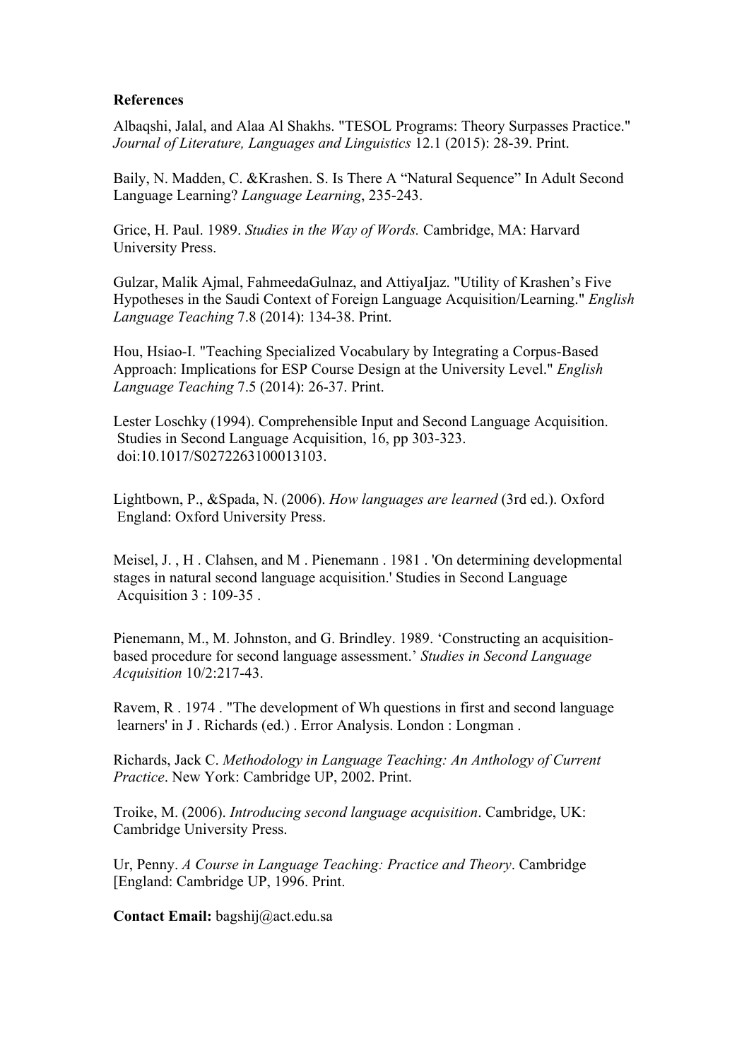**References**

Albaqshi, Jalal, and Alaa Al Shakhs. "TESOL Programs: Theory Surpasses Practice." *Journal of Literature, Languages and Linguistics* 12.1 (2015): 28-39. Print.

Baily, N. Madden, C. &Krashen. S. Is There A "Natural Sequence" In Adult Second Language Learning? *Language Learning*, 235-243.

Grice, H. Paul. 1989. *Studies in the Way of Words.* Cambridge, MA: Harvard University Press.

Gulzar, Malik Ajmal, FahmeedaGulnaz, and AttiyaIjaz. "Utility of Krashen's Five Hypotheses in the Saudi Context of Foreign Language Acquisition/Learning." *English Language Teaching* 7.8 (2014): 134-38. Print.

Hou, Hsiao-I. "Teaching Specialized Vocabulary by Integrating a Corpus-Based Approach: Implications for ESP Course Design at the University Level." *English Language Teaching* 7.5 (2014): 26-37. Print.

Lester Loschky (1994). Comprehensible Input and Second Language Acquisition. Studies in Second Language Acquisition, 16, pp 303-323. doi:10.1017/S0272263100013103.

Lightbown, P., &Spada, N. (2006). *How languages are learned* (3rd ed.). Oxford England: Oxford University Press.

Meisel, J. , H . Clahsen, and M . Pienemann . 1981 . 'On determining developmental stages in natural second language acquisition.' Studies in Second Language Acquisition 3 : 109-35 .

Pienemann, M., M. Johnston, and G. Brindley. 1989. 'Constructing an acquisition-based procedure for second language assessment.' *Studies in Second Language Acquisition* 10/2:217-43.

Ravem, R . 1974 . "The development of Wh questions in first and second language learners' in J . Richards (ed.) . Error Analysis. London : Longman .

Richards, Jack C. *Methodology in Language Teaching: An Anthology of Current Practice*. New York: Cambridge UP, 2002. Print.

Troike, M. (2006). *Introducing second language acquisition*. Cambridge, UK: Cambridge University Press.

Ur, Penny. *A Course in Language Teaching: Practice and Theory*. Cambridge [England: Cambridge UP, 1996. Print.

**Contact Email:** bagshij@act.edu.sa